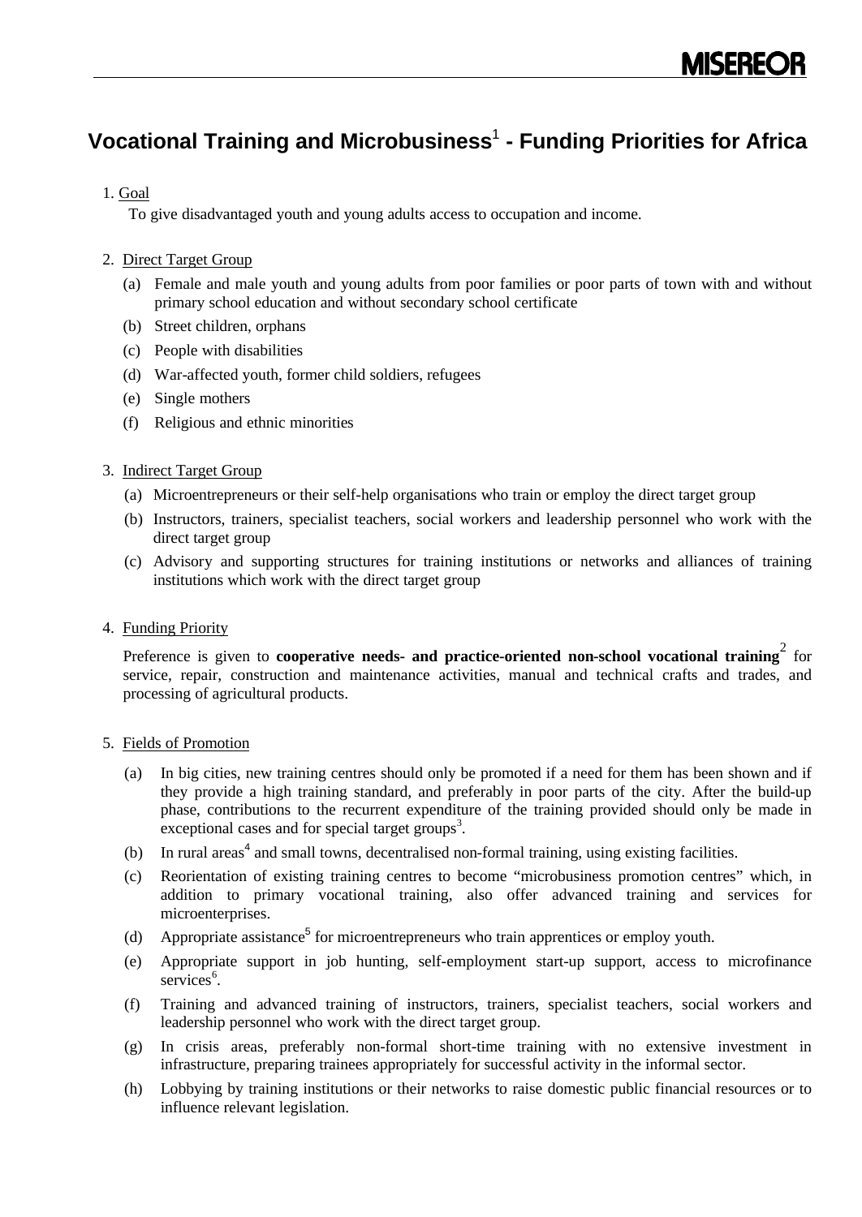MISEREOR

# Vocational Training and Microbusiness[1] - Funding Priorities for Africa

1. Goal

   To give disadvantaged youth and young adults access to occupation and income.

2. Direct Target Group

   (a) Female and male youth and young adults from poor families or poor parts of town with and without primary school education and without secondary school certificate

   (b) Street children, orphans

   (c) People with disabilities

   (d) War-affected youth, former child soldiers, refugees

   (e) Single mothers

   (f) Religious and ethnic minorities

3. Indirect Target Group

   (a) Microentrepreneurs or their self-help organisations who train or employ the direct target group

   (b) Instructors, trainers, specialist teachers, social workers and leadership personnel who work with the direct target group

   (c) Advisory and supporting structures for training institutions or networks and alliances of training institutions which work with the direct target group

4. Funding Priority

   Preference is given to **cooperative needs- and practice-oriented non-school vocational training**[2] for service, repair, construction and maintenance activities, manual and technical crafts and trades, and processing of agricultural products.

5. Fields of Promotion

   (a) In big cities, new training centres should only be promoted if a need for them has been shown and if they provide a high training standard, and preferably in poor parts of the city. After the build-up phase, contributions to the recurrent expenditure of the training provided should only be made in exceptional cases and for special target groups[3].

   (b) In rural areas[4] and small towns, decentralised non-formal training, using existing facilities.

   (c) Reorientation of existing training centres to become "microbusiness promotion centres" which, in addition to primary vocational training, also offer advanced training and services for microenterprises.

   (d) Appropriate assistance[5] for microentrepreneurs who train apprentices or employ youth.

   (e) Appropriate support in job hunting, self-employment start-up support, access to microfinance services[6].

   (f) Training and advanced training of instructors, trainers, specialist teachers, social workers and leadership personnel who work with the direct target group.

   (g) In crisis areas, preferably non-formal short-time training with no extensive investment in infrastructure, preparing trainees appropriately for successful activity in the informal sector.

   (h) Lobbying by training institutions or their networks to raise domestic public financial resources or to influence relevant legislation.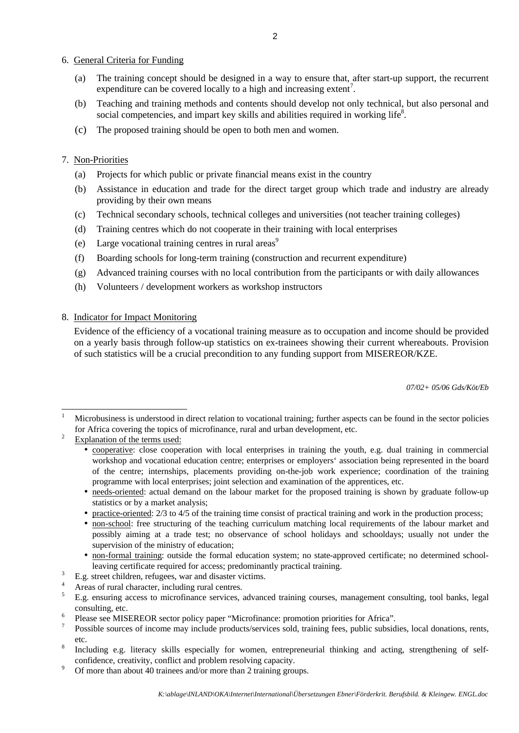6. General Criteria for Funding

   (a) The training concept should be designed in a way to ensure that, after start-up support, the recurrent expenditure can be covered locally to a high and increasing extent[7].

   (b) Teaching and training methods and contents should develop not only technical, but also personal and social competencies, and impart key skills and abilities required in working life[8].

   (c) The proposed training should be open to both men and women.

7. Non-Priorities

   (a) Projects for which public or private financial means exist in the country

   (b) Assistance in education and trade for the direct target group which trade and industry are already providing by their own means

   (c) Technical secondary schools, technical colleges and universities (not teacher training colleges)

   (d) Training centres which do not cooperate in their training with local enterprises

   (e) Large vocational training centres in rural areas[9]

   (f) Boarding schools for long-term training (construction and recurrent expenditure)

   (g) Advanced training courses with no local contribution from the participants or with daily allowances

   (h) Volunteers / development workers as workshop instructors

8. Indicator for Impact Monitoring

   Evidence of the efficiency of a vocational training measure as to occupation and income should be provided on a yearly basis through follow-up statistics on ex-trainees showing their current whereabouts. Provision of such statistics will be a crucial precondition to any funding support from MISEREOR/KZE.

*07/02+ 05/06 Gds/Köt/Eb*

---

[1] Microbusiness is understood in direct relation to vocational training; further aspects can be found in the sector policies for Africa covering the topics of microfinance, rural and urban development, etc.

[2] Explanation of the terms used:

- cooperative: close cooperation with local enterprises in training the youth, e.g. dual training in commercial workshop and vocational education centre; enterprises or employers' association being represented in the board of the centre; internships, placements providing on-the-job work experience; coordination of the training programme with local enterprises; joint selection and examination of the apprentices, etc.
- needs-oriented: actual demand on the labour market for the proposed training is shown by graduate follow-up statistics or by a market analysis;
- practice-oriented: 2/3 to 4/5 of the training time consist of practical training and work in the production process;
- non-school: free structuring of the teaching curriculum matching local requirements of the labour market and possibly aiming at a trade test; no observance of school holidays and schooldays; usually not under the supervision of the ministry of education;
- non-formal training: outside the formal education system; no state-approved certificate; no determined school-leaving certificate required for access; predominantly practical training.

[3] E.g. street children, refugees, war and disaster victims.

[4] Areas of rural character, including rural centres.

[5] E.g. ensuring access to microfinance services, advanced training courses, management consulting, tool banks, legal consulting, etc.

[6] Please see MISEREOR sector policy paper "Microfinance: promotion priorities for Africa".

[7] Possible sources of income may include products/services sold, training fees, public subsidies, local donations, rents, etc.

[8] Including e.g. literacy skills especially for women, entrepreneurial thinking and acting, strengthening of self-confidence, creativity, conflict and problem resolving capacity.

[9] Of more than about 40 trainees and/or more than 2 training groups.